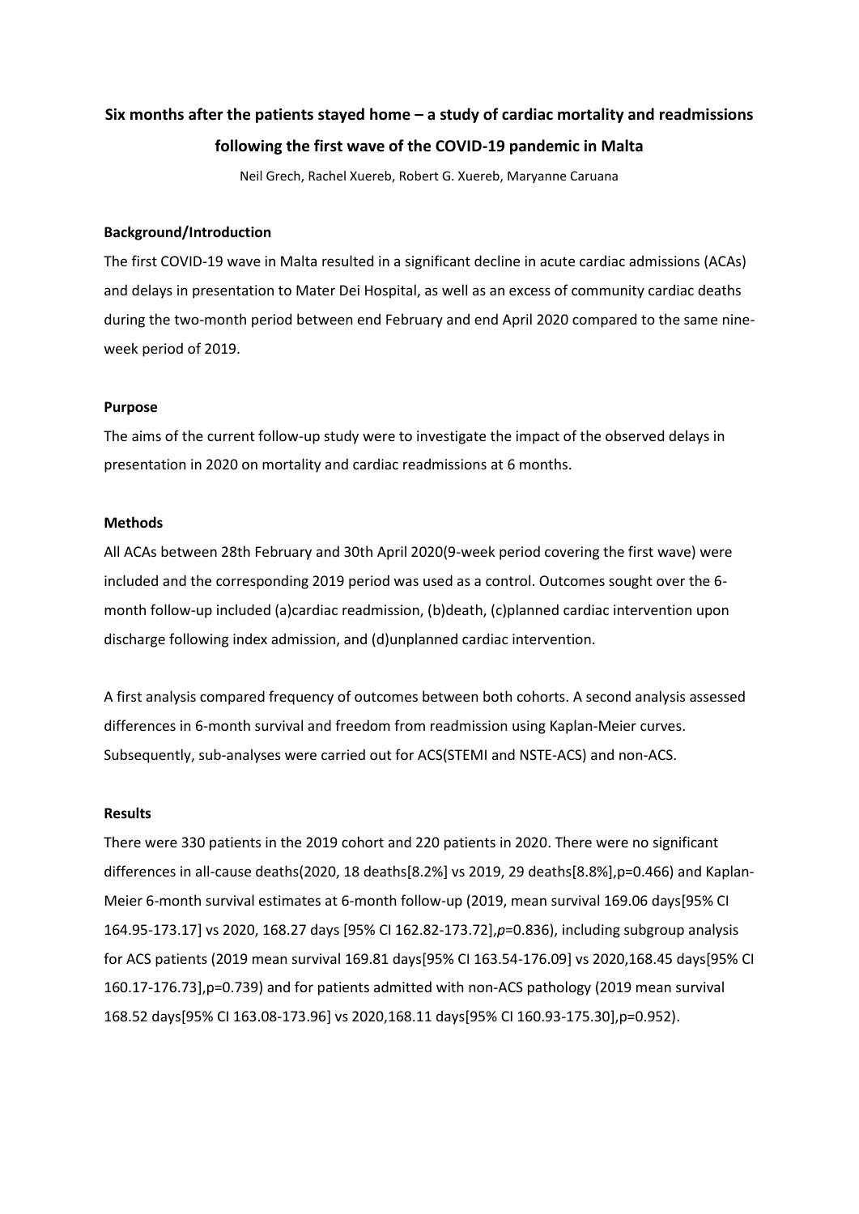# Six months after the patients stayed home – a study of cardiac mortality and readmissions following the first wave of the COVID-19 pandemic in Malta

Neil Grech, Rachel Xuereb, Robert G. Xuereb, Maryanne Caruana

## Background/Introduction

The first COVID-19 wave in Malta resulted in a significant decline in acute cardiac admissions (ACAs) and delays in presentation to Mater Dei Hospital, as well as an excess of community cardiac deaths during the two-month period between end February and end April 2020 compared to the same nine-week period of 2019.

## Purpose

The aims of the current follow-up study were to investigate the impact of the observed delays in presentation in 2020 on mortality and cardiac readmissions at 6 months.

## Methods

All ACAs between 28th February and 30th April 2020(9-week period covering the first wave) were included and the corresponding 2019 period was used as a control. Outcomes sought over the 6-month follow-up included (a)cardiac readmission, (b)death, (c)planned cardiac intervention upon discharge following index admission, and (d)unplanned cardiac intervention.

A first analysis compared frequency of outcomes between both cohorts. A second analysis assessed differences in 6-month survival and freedom from readmission using Kaplan-Meier curves. Subsequently, sub-analyses were carried out for ACS(STEMI and NSTE-ACS) and non-ACS.

## Results

There were 330 patients in the 2019 cohort and 220 patients in 2020. There were no significant differences in all-cause deaths(2020, 18 deaths[8.2%] vs 2019, 29 deaths[8.8%],p=0.466) and Kaplan-Meier 6-month survival estimates at 6-month follow-up (2019, mean survival 169.06 days[95% CI 164.95-173.17] vs 2020, 168.27 days [95% CI 162.82-173.72],*p*=0.836), including subgroup analysis for ACS patients (2019 mean survival 169.81 days[95% CI 163.54-176.09] vs 2020,168.45 days[95% CI 160.17-176.73],p=0.739) and for patients admitted with non-ACS pathology (2019 mean survival 168.52 days[95% CI 163.08-173.96] vs 2020,168.11 days[95% CI 160.93-175.30],p=0.952).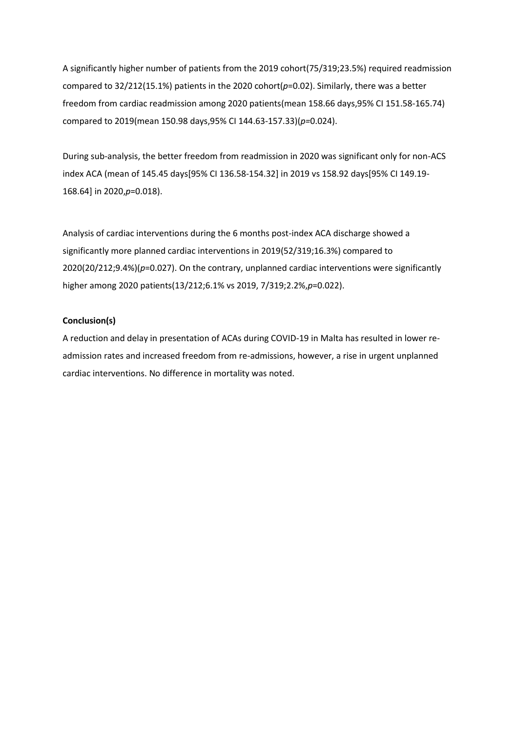A significantly higher number of patients from the 2019 cohort(75/319;23.5%) required readmission compared to 32/212(15.1%) patients in the 2020 cohort(*p*=0.02). Similarly, there was a better freedom from cardiac readmission among 2020 patients(mean 158.66 days,95% CI 151.58-165.74) compared to 2019(mean 150.98 days,95% CI 144.63-157.33)(*p*=0.024).

During sub-analysis, the better freedom from readmission in 2020 was significant only for non-ACS index ACA (mean of 145.45 days[95% CI 136.58-154.32] in 2019 vs 158.92 days[95% CI 149.19-168.64] in 2020,*p*=0.018).

Analysis of cardiac interventions during the 6 months post-index ACA discharge showed a significantly more planned cardiac interventions in 2019(52/319;16.3%) compared to 2020(20/212;9.4%)(*p*=0.027). On the contrary, unplanned cardiac interventions were significantly higher among 2020 patients(13/212;6.1% vs 2019, 7/319;2.2%,*p*=0.022).

**Conclusion(s)**

A reduction and delay in presentation of ACAs during COVID-19 in Malta has resulted in lower re-admission rates and increased freedom from re-admissions, however, a rise in urgent unplanned cardiac interventions. No difference in mortality was noted.